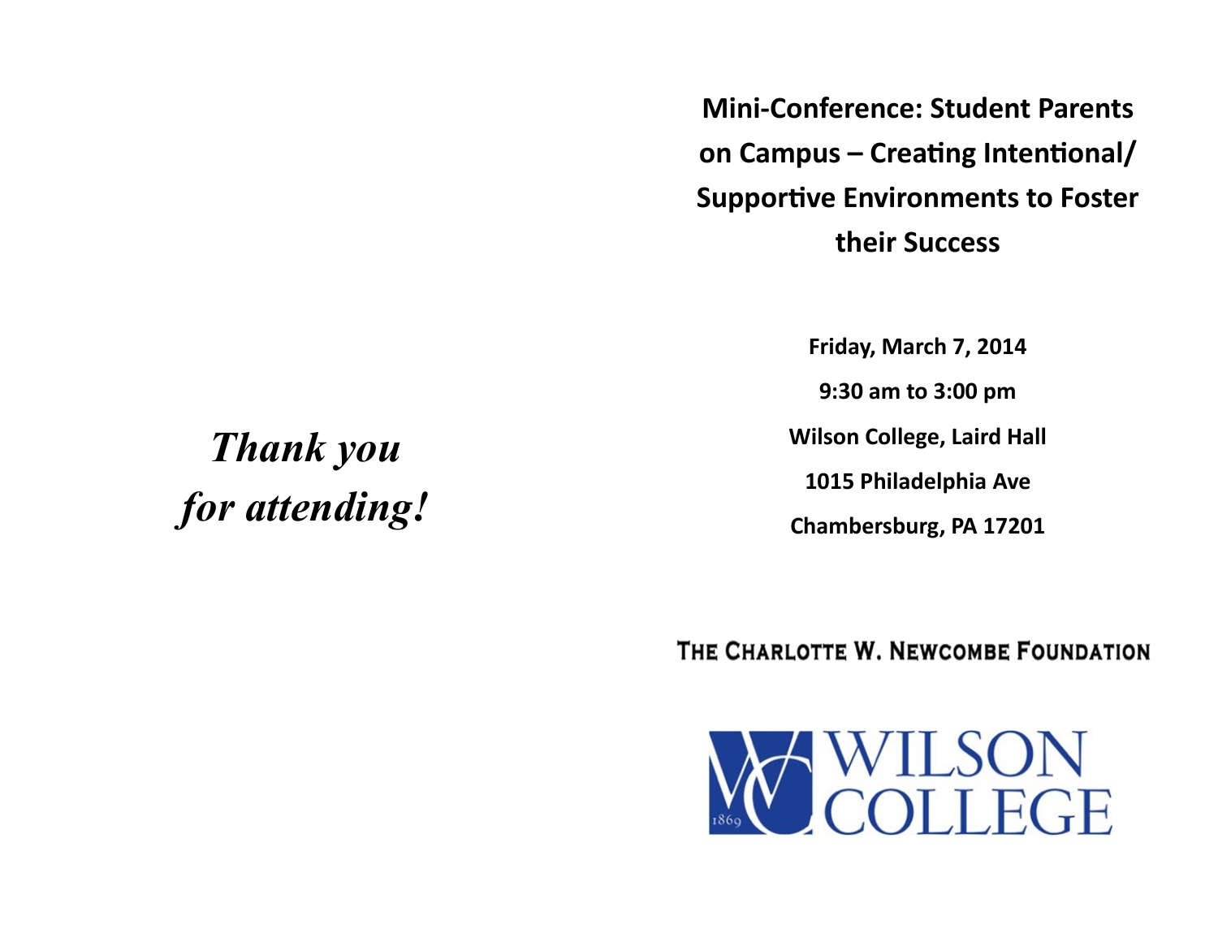*Thank you for attending!*

# Mini-Conference: Student Parents on Campus – Creating Intentional/ Supportive Environments to Foster their Success

**Friday, March 7, 2014**

**9:30 am to 3:00 pm**

**Wilson College, Laird Hall**

**1015 Philadelphia Ave**

**Chambersburg, PA 17201**

THE CHARLOTTE W. NEWCOMBE FOUNDATION

WILSON COLLEGE

1869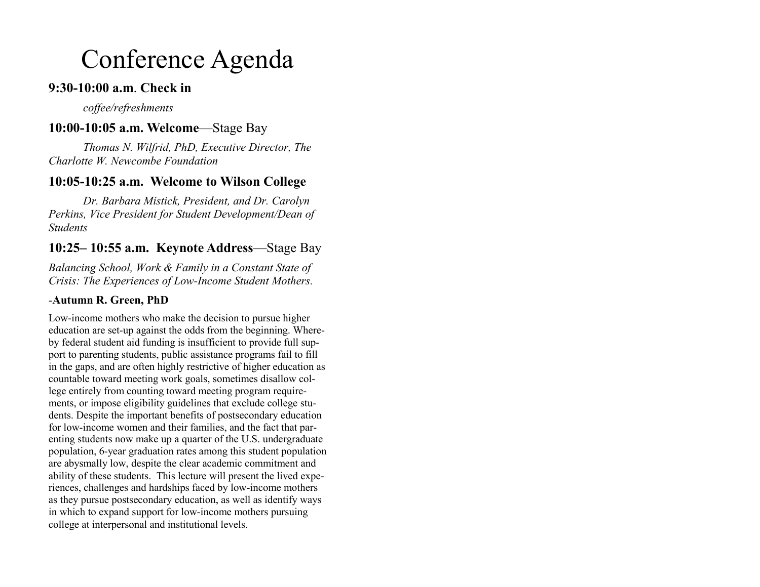# Conference Agenda

### 9:30-10:00 a.m. Check in

*coffee/refreshments*

### 10:00-10:05 a.m. Welcome—Stage Bay

*Thomas N. Wilfrid, PhD, Executive Director, The Charlotte W. Newcombe Foundation*

### 10:05-10:25 a.m. Welcome to Wilson College

*Dr. Barbara Mistick, President, and Dr. Carolyn Perkins, Vice President for Student Development/Dean of Students*

### 10:25– 10:55 a.m. Keynote Address—Stage Bay

*Balancing School, Work & Family in a Constant State of Crisis: The Experiences of Low-Income Student Mothers.*

-**Autumn R. Green, PhD**

Low-income mothers who make the decision to pursue higher education are set-up against the odds from the beginning. Whereby federal student aid funding is insufficient to provide full support to parenting students, public assistance programs fail to fill in the gaps, and are often highly restrictive of higher education as countable toward meeting work goals, sometimes disallow college entirely from counting toward meeting program requirements, or impose eligibility guidelines that exclude college students. Despite the important benefits of postsecondary education for low-income women and their families, and the fact that parenting students now make up a quarter of the U.S. undergraduate population, 6-year graduation rates among this student population are abysmally low, despite the clear academic commitment and ability of these students. This lecture will present the lived experiences, challenges and hardships faced by low-income mothers as they pursue postsecondary education, as well as identify ways in which to expand support for low-income mothers pursuing college at interpersonal and institutional levels.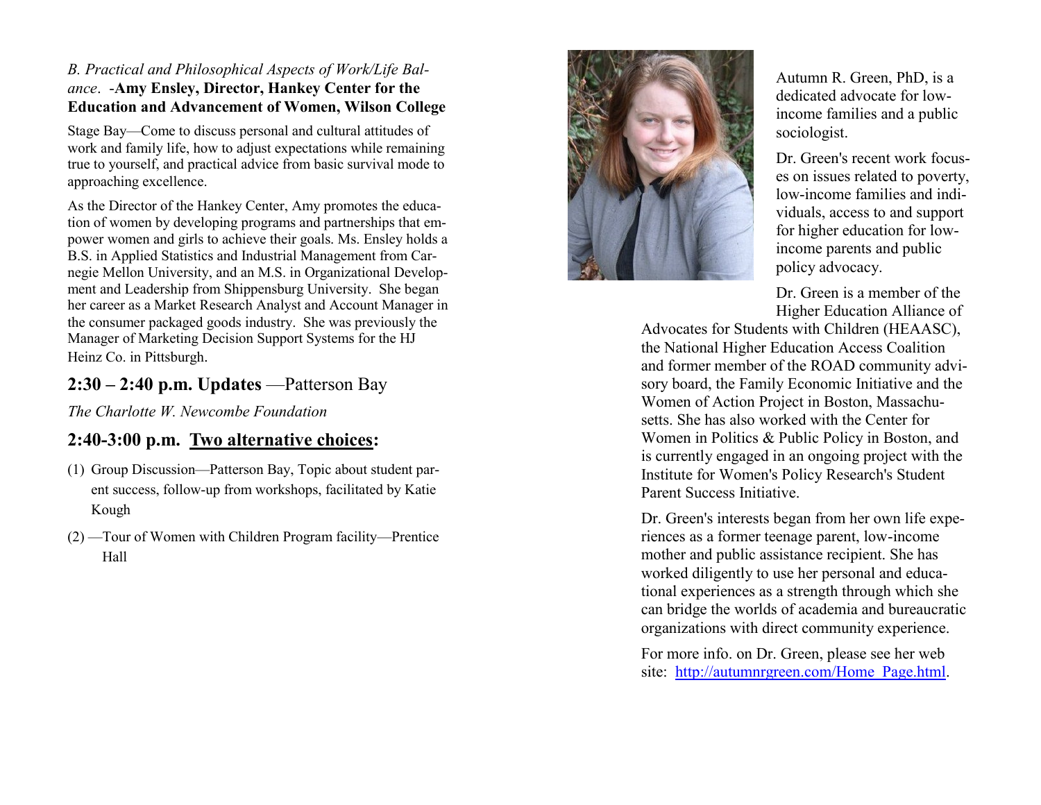*B. Practical and Philosophical Aspects of Work/Life Balance*. -**Amy Ensley, Director, Hankey Center for the Education and Advancement of Women, Wilson College**

Stage Bay—Come to discuss personal and cultural attitudes of work and family life, how to adjust expectations while remaining true to yourself, and practical advice from basic survival mode to approaching excellence.

As the Director of the Hankey Center, Amy promotes the education of women by developing programs and partnerships that empower women and girls to achieve their goals. Ms. Ensley holds a B.S. in Applied Statistics and Industrial Management from Carnegie Mellon University, and an M.S. in Organizational Development and Leadership from Shippensburg University. She began her career as a Market Research Analyst and Account Manager in the consumer packaged goods industry. She was previously the Manager of Marketing Decision Support Systems for the HJ Heinz Co. in Pittsburgh.

## 2:30 – 2:40 p.m. Updates —Patterson Bay

*The Charlotte W. Newcombe Foundation*

## 2:40-3:00 p.m. Two alternative choices:

(1) Group Discussion—Patterson Bay, Topic about student parent success, follow-up from workshops, facilitated by Katie Kough

(2) —Tour of Women with Children Program facility—Prentice Hall

Autumn R. Green, PhD, is a dedicated advocate for low-income families and a public sociologist.

Dr. Green's recent work focuses on issues related to poverty, low-income families and individuals, access to and support for higher education for low-income parents and public policy advocacy.

Dr. Green is a member of the Higher Education Alliance of Advocates for Students with Children (HEAASC), the National Higher Education Access Coalition and former member of the ROAD community advisory board, the Family Economic Initiative and the Women of Action Project in Boston, Massachusetts. She has also worked with the Center for Women in Politics & Public Policy in Boston, and is currently engaged in an ongoing project with the Institute for Women's Policy Research's Student Parent Success Initiative.

Dr. Green's interests began from her own life experiences as a former teenage parent, low-income mother and public assistance recipient. She has worked diligently to use her personal and educational experiences as a strength through which she can bridge the worlds of academia and bureaucratic organizations with direct community experience.

For more info. on Dr. Green, please see her web site: http://autumnrgreen.com/Home_Page.html.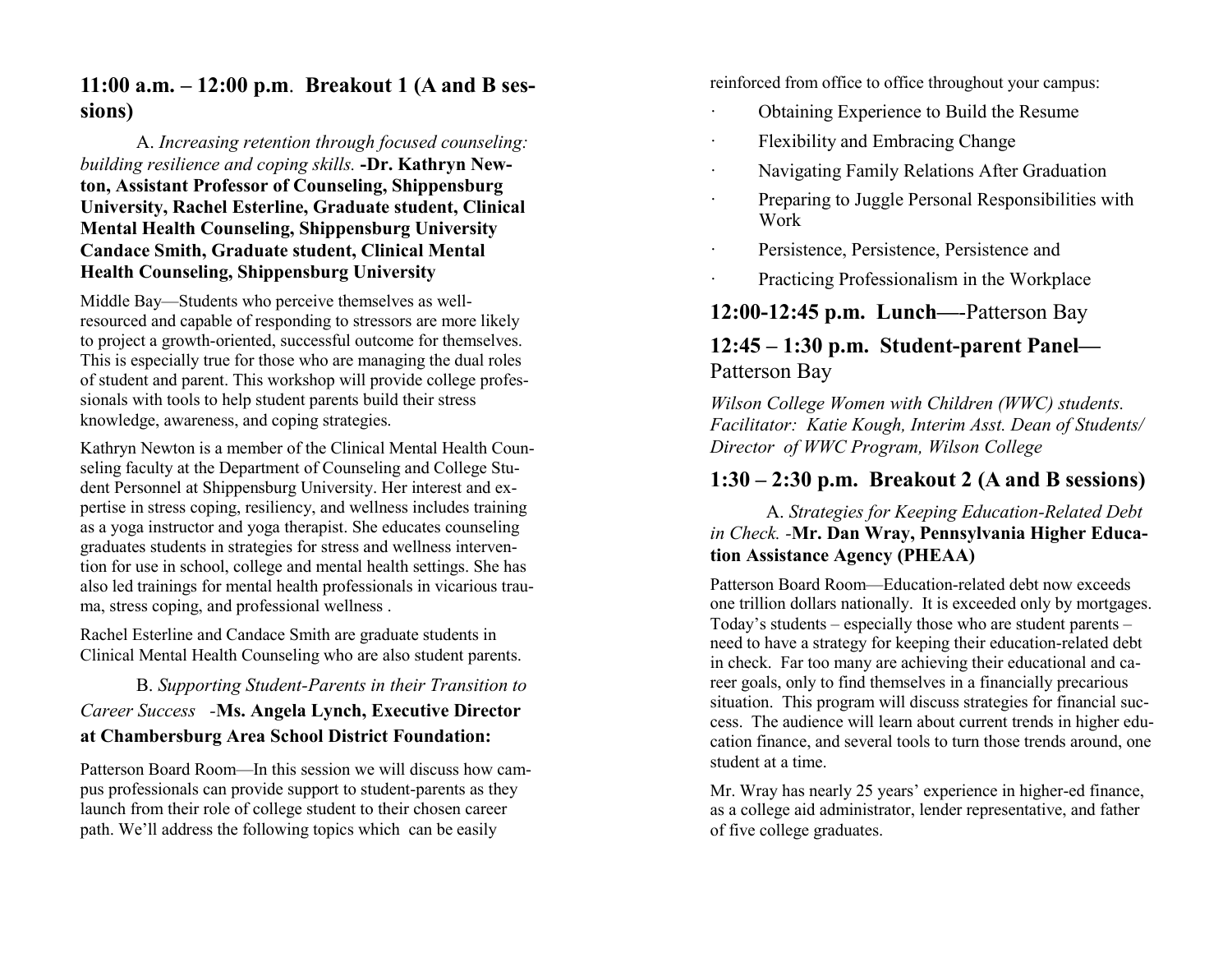## 11:00 a.m. – 12:00 p.m. Breakout 1 (A and B sessions)

A. *Increasing retention through focused counseling: building resilience and coping skills.* **-Dr. Kathryn Newton, Assistant Professor of Counseling, Shippensburg University, Rachel Esterline, Graduate student, Clinical Mental Health Counseling, Shippensburg University Candace Smith, Graduate student, Clinical Mental Health Counseling, Shippensburg University**

Middle Bay—Students who perceive themselves as well-resourced and capable of responding to stressors are more likely to project a growth-oriented, successful outcome for themselves. This is especially true for those who are managing the dual roles of student and parent. This workshop will provide college professionals with tools to help student parents build their stress knowledge, awareness, and coping strategies.

Kathryn Newton is a member of the Clinical Mental Health Counseling faculty at the Department of Counseling and College Student Personnel at Shippensburg University. Her interest and expertise in stress coping, resiliency, and wellness includes training as a yoga instructor and yoga therapist. She educates counseling graduates students in strategies for stress and wellness intervention for use in school, college and mental health settings. She has also led trainings for mental health professionals in vicarious trauma, stress coping, and professional wellness .

Rachel Esterline and Candace Smith are graduate students in Clinical Mental Health Counseling who are also student parents.

B. *Supporting Student-Parents in their Transition to Career Success* -**Ms. Angela Lynch, Executive Director at Chambersburg Area School District Foundation:**

Patterson Board Room—In this session we will discuss how campus professionals can provide support to student-parents as they launch from their role of college student to their chosen career path. We'll address the following topics which can be easily reinforced from office to office throughout your campus:

- Obtaining Experience to Build the Resume
- Flexibility and Embracing Change
- Navigating Family Relations After Graduation
- Preparing to Juggle Personal Responsibilities with Work
- Persistence, Persistence, Persistence and
- Practicing Professionalism in the Workplace

## 12:00-12:45 p.m. Lunch—-Patterson Bay

## 12:45 – 1:30 p.m. Student-parent Panel— Patterson Bay

*Wilson College Women with Children (WWC) students. Facilitator: Katie Kough, Interim Asst. Dean of Students/ Director of WWC Program, Wilson College*

## 1:30 – 2:30 p.m. Breakout 2 (A and B sessions)

A. *Strategies for Keeping Education-Related Debt in Check.* -**Mr. Dan Wray, Pennsylvania Higher Education Assistance Agency (PHEAA)**

Patterson Board Room—Education-related debt now exceeds one trillion dollars nationally. It is exceeded only by mortgages. Today's students – especially those who are student parents – need to have a strategy for keeping their education-related debt in check. Far too many are achieving their educational and career goals, only to find themselves in a financially precarious situation. This program will discuss strategies for financial success. The audience will learn about current trends in higher education finance, and several tools to turn those trends around, one student at a time.

Mr. Wray has nearly 25 years' experience in higher-ed finance, as a college aid administrator, lender representative, and father of five college graduates.